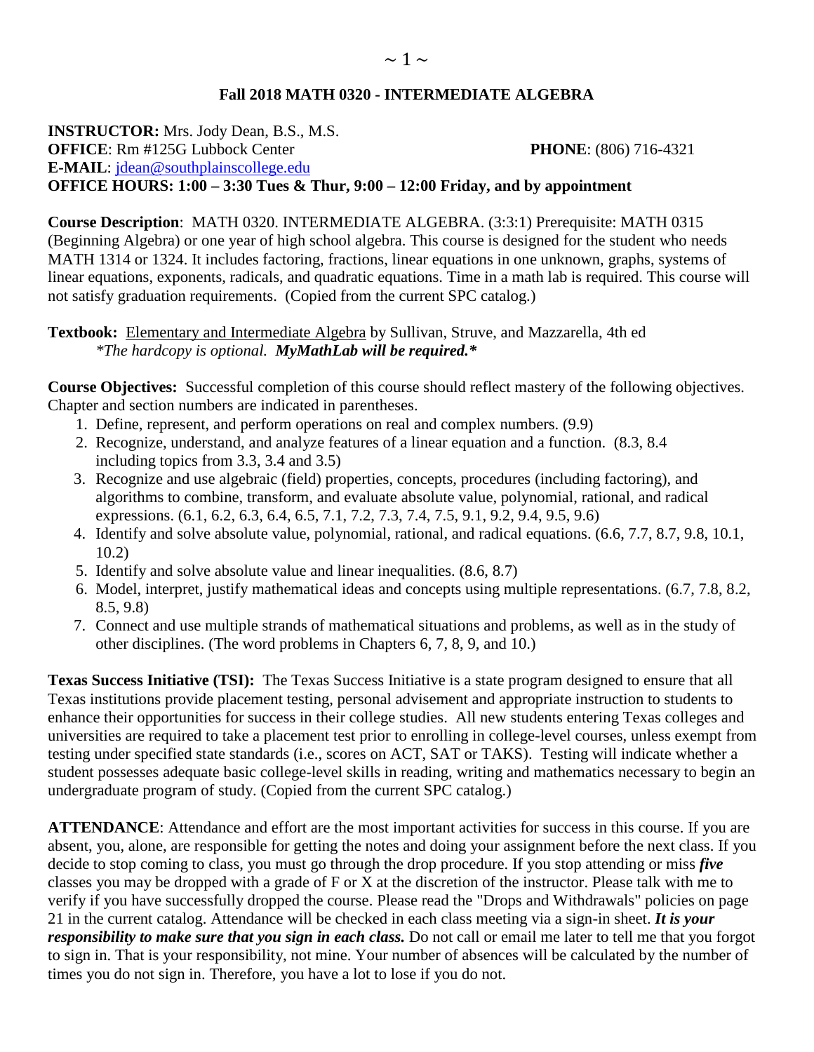# Fall 2018 MATH 0320 - INTERMEDIATE ALGEBRA

**INSTRUCTOR:** Mrs. Jody Dean, B.S., M.S.
**OFFICE**: Rm #125G Lubbock Center **PHONE**: (806) 716-4321
**E-MAIL**: jdean@southplainscollege.edu
**OFFICE HOURS: 1:00 – 3:30 Tues & Thur, 9:00 – 12:00 Friday, and by appointment**

**Course Description**: MATH 0320. INTERMEDIATE ALGEBRA. (3:3:1) Prerequisite: MATH 0315 (Beginning Algebra) or one year of high school algebra. This course is designed for the student who needs MATH 1314 or 1324. It includes factoring, fractions, linear equations in one unknown, graphs, systems of linear equations, exponents, radicals, and quadratic equations. Time in a math lab is required. This course will not satisfy graduation requirements. (Copied from the current SPC catalog.)

**Textbook:** Elementary and Intermediate Algebra by Sullivan, Struve, and Mazzarella, 4th ed
*\*The hardcopy is optional. **MyMathLab will be required.**\**

**Course Objectives:** Successful completion of this course should reflect mastery of the following objectives. Chapter and section numbers are indicated in parentheses.

1. Define, represent, and perform operations on real and complex numbers. (9.9)
2. Recognize, understand, and analyze features of a linear equation and a function. (8.3, 8.4 including topics from 3.3, 3.4 and 3.5)
3. Recognize and use algebraic (field) properties, concepts, procedures (including factoring), and algorithms to combine, transform, and evaluate absolute value, polynomial, rational, and radical expressions. (6.1, 6.2, 6.3, 6.4, 6.5, 7.1, 7.2, 7.3, 7.4, 7.5, 9.1, 9.2, 9.4, 9.5, 9.6)
4. Identify and solve absolute value, polynomial, rational, and radical equations. (6.6, 7.7, 8.7, 9.8, 10.1, 10.2)
5. Identify and solve absolute value and linear inequalities. (8.6, 8.7)
6. Model, interpret, justify mathematical ideas and concepts using multiple representations. (6.7, 7.8, 8.2, 8.5, 9.8)
7. Connect and use multiple strands of mathematical situations and problems, as well as in the study of other disciplines. (The word problems in Chapters 6, 7, 8, 9, and 10.)

**Texas Success Initiative (TSI):** The Texas Success Initiative is a state program designed to ensure that all Texas institutions provide placement testing, personal advisement and appropriate instruction to students to enhance their opportunities for success in their college studies. All new students entering Texas colleges and universities are required to take a placement test prior to enrolling in college-level courses, unless exempt from testing under specified state standards (i.e., scores on ACT, SAT or TAKS). Testing will indicate whether a student possesses adequate basic college-level skills in reading, writing and mathematics necessary to begin an undergraduate program of study. (Copied from the current SPC catalog.)

**ATTENDANCE**: Attendance and effort are the most important activities for success in this course. If you are absent, you, alone, are responsible for getting the notes and doing your assignment before the next class. If you decide to stop coming to class, you must go through the drop procedure. If you stop attending or miss ***five*** classes you may be dropped with a grade of F or X at the discretion of the instructor. Please talk with me to verify if you have successfully dropped the course. Please read the "Drops and Withdrawals" policies on page 21 in the current catalog. Attendance will be checked in each class meeting via a sign-in sheet. ***It is your responsibility to make sure that you sign in each class.*** Do not call or email me later to tell me that you forgot to sign in. That is your responsibility, not mine. Your number of absences will be calculated by the number of times you do not sign in. Therefore, you have a lot to lose if you do not.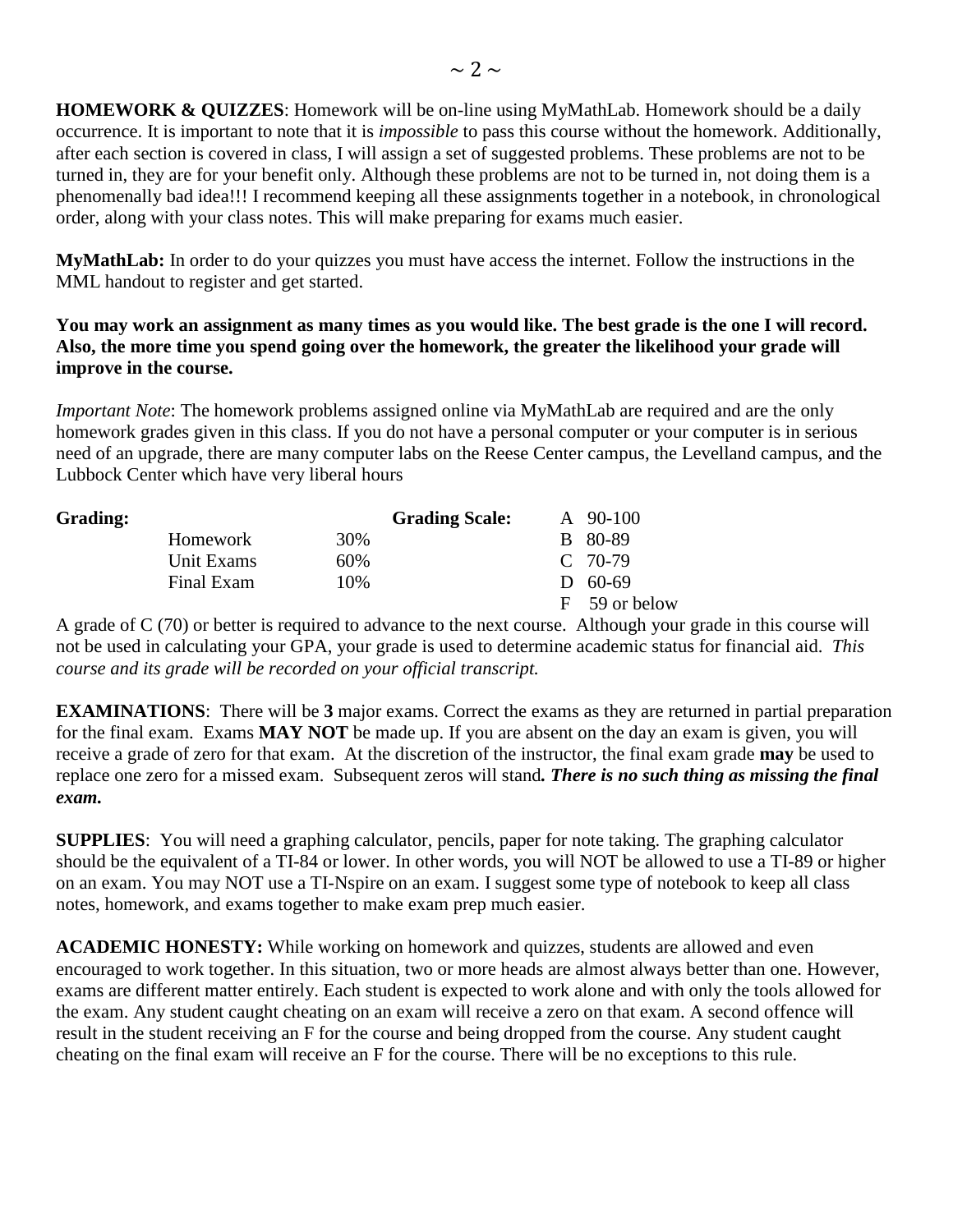**HOMEWORK & QUIZZES**: Homework will be on-line using MyMathLab. Homework should be a daily occurrence. It is important to note that it is *impossible* to pass this course without the homework. Additionally, after each section is covered in class, I will assign a set of suggested problems. These problems are not to be turned in, they are for your benefit only. Although these problems are not to be turned in, not doing them is a phenomenally bad idea!!! I recommend keeping all these assignments together in a notebook, in chronological order, along with your class notes. This will make preparing for exams much easier.

**MyMathLab:** In order to do your quizzes you must have access the internet. Follow the instructions in the MML handout to register and get started.

**You may work an assignment as many times as you would like. The best grade is the one I will record. Also, the more time you spend going over the homework, the greater the likelihood your grade will improve in the course.**

*Important Note*: The homework problems assigned online via MyMathLab are required and are the only homework grades given in this class. If you do not have a personal computer or your computer is in serious need of an upgrade, there are many computer labs on the Reese Center campus, the Levelland campus, and the Lubbock Center which have very liberal hours

| **Grading:** | | | **Grading Scale:** | |
|---|---|---|---|---|
| | Homework | 30% | | A 90-100 |
| | Unit Exams | 60% | | B 80-89 |
| | Final Exam | 10% | | C 70-79 |
| | | | | D 60-69 |
| | | | | F 59 or below |

A grade of C (70) or better is required to advance to the next course. Although your grade in this course will not be used in calculating your GPA, your grade is used to determine academic status for financial aid. *This course and its grade will be recorded on your official transcript.*

**EXAMINATIONS**: There will be **3** major exams. Correct the exams as they are returned in partial preparation for the final exam. Exams **MAY NOT** be made up. If you are absent on the day an exam is given, you will receive a grade of zero for that exam. At the discretion of the instructor, the final exam grade **may** be used to replace one zero for a missed exam. Subsequent zeros will stand*.* ***There is no such thing as missing the final exam.***

**SUPPLIES**: You will need a graphing calculator, pencils, paper for note taking. The graphing calculator should be the equivalent of a TI-84 or lower. In other words, you will NOT be allowed to use a TI-89 or higher on an exam. You may NOT use a TI-Nspire on an exam. I suggest some type of notebook to keep all class notes, homework, and exams together to make exam prep much easier.

**ACADEMIC HONESTY:** While working on homework and quizzes, students are allowed and even encouraged to work together. In this situation, two or more heads are almost always better than one. However, exams are different matter entirely. Each student is expected to work alone and with only the tools allowed for the exam. Any student caught cheating on an exam will receive a zero on that exam. A second offence will result in the student receiving an F for the course and being dropped from the course. Any student caught cheating on the final exam will receive an F for the course. There will be no exceptions to this rule.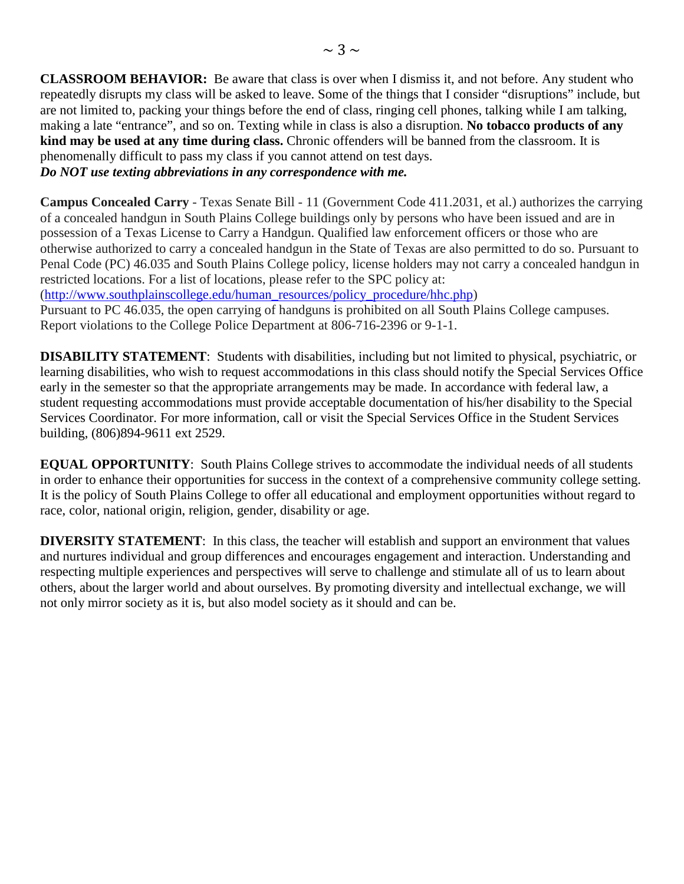**CLASSROOM BEHAVIOR:** Be aware that class is over when I dismiss it, and not before. Any student who repeatedly disrupts my class will be asked to leave. Some of the things that I consider "disruptions" include, but are not limited to, packing your things before the end of class, ringing cell phones, talking while I am talking, making a late "entrance", and so on. Texting while in class is also a disruption. **No tobacco products of any kind may be used at any time during class.** Chronic offenders will be banned from the classroom. It is phenomenally difficult to pass my class if you cannot attend on test days.
***Do NOT use texting abbreviations in any correspondence with me.***

**Campus Concealed Carry** - Texas Senate Bill - 11 (Government Code 411.2031, et al.) authorizes the carrying of a concealed handgun in South Plains College buildings only by persons who have been issued and are in possession of a Texas License to Carry a Handgun. Qualified law enforcement officers or those who are otherwise authorized to carry a concealed handgun in the State of Texas are also permitted to do so. Pursuant to Penal Code (PC) 46.035 and South Plains College policy, license holders may not carry a concealed handgun in restricted locations. For a list of locations, please refer to the SPC policy at: (http://www.southplainscollege.edu/human_resources/policy_procedure/hhc.php)
Pursuant to PC 46.035, the open carrying of handguns is prohibited on all South Plains College campuses. Report violations to the College Police Department at 806-716-2396 or 9-1-1.

**DISABILITY STATEMENT**: Students with disabilities, including but not limited to physical, psychiatric, or learning disabilities, who wish to request accommodations in this class should notify the Special Services Office early in the semester so that the appropriate arrangements may be made. In accordance with federal law, a student requesting accommodations must provide acceptable documentation of his/her disability to the Special Services Coordinator. For more information, call or visit the Special Services Office in the Student Services building, (806)894-9611 ext 2529.

**EQUAL OPPORTUNITY**: South Plains College strives to accommodate the individual needs of all students in order to enhance their opportunities for success in the context of a comprehensive community college setting. It is the policy of South Plains College to offer all educational and employment opportunities without regard to race, color, national origin, religion, gender, disability or age.

**DIVERSITY STATEMENT**: In this class, the teacher will establish and support an environment that values and nurtures individual and group differences and encourages engagement and interaction. Understanding and respecting multiple experiences and perspectives will serve to challenge and stimulate all of us to learn about others, about the larger world and about ourselves. By promoting diversity and intellectual exchange, we will not only mirror society as it is, but also model society as it should and can be.